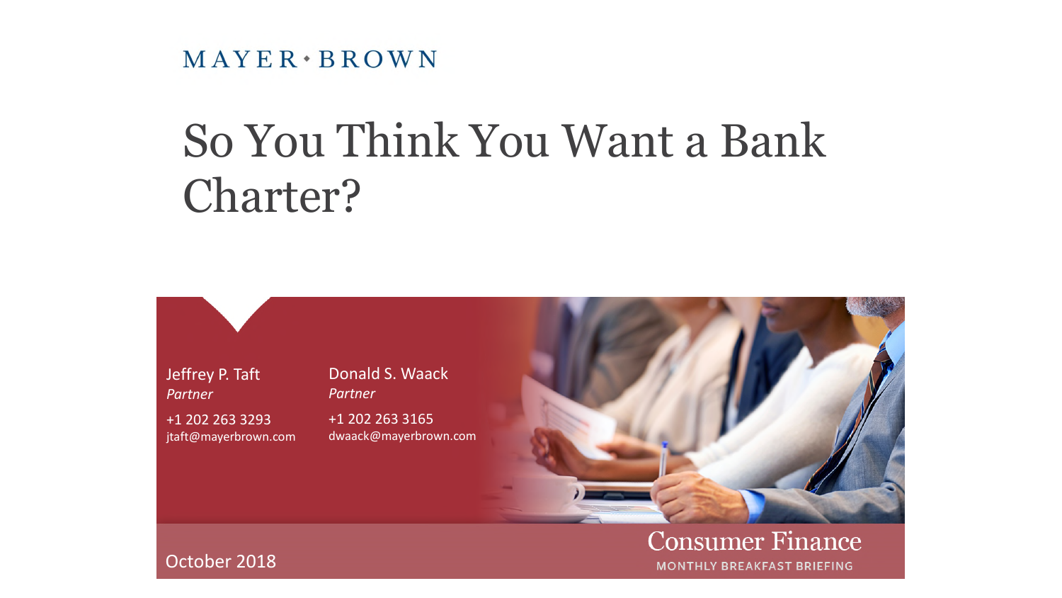MAYER • BROWN

# So You Think You Want a Bank Charter?

Jeffrey P. Taft
*Partner*
+1 202 263 3293
jtaft@mayerbrown.com

Donald S. Waack
*Partner*
+1 202 263 3165
dwaack@mayerbrown.com

October 2018

Consumer Finance
MONTHLY BREAKFAST BRIEFING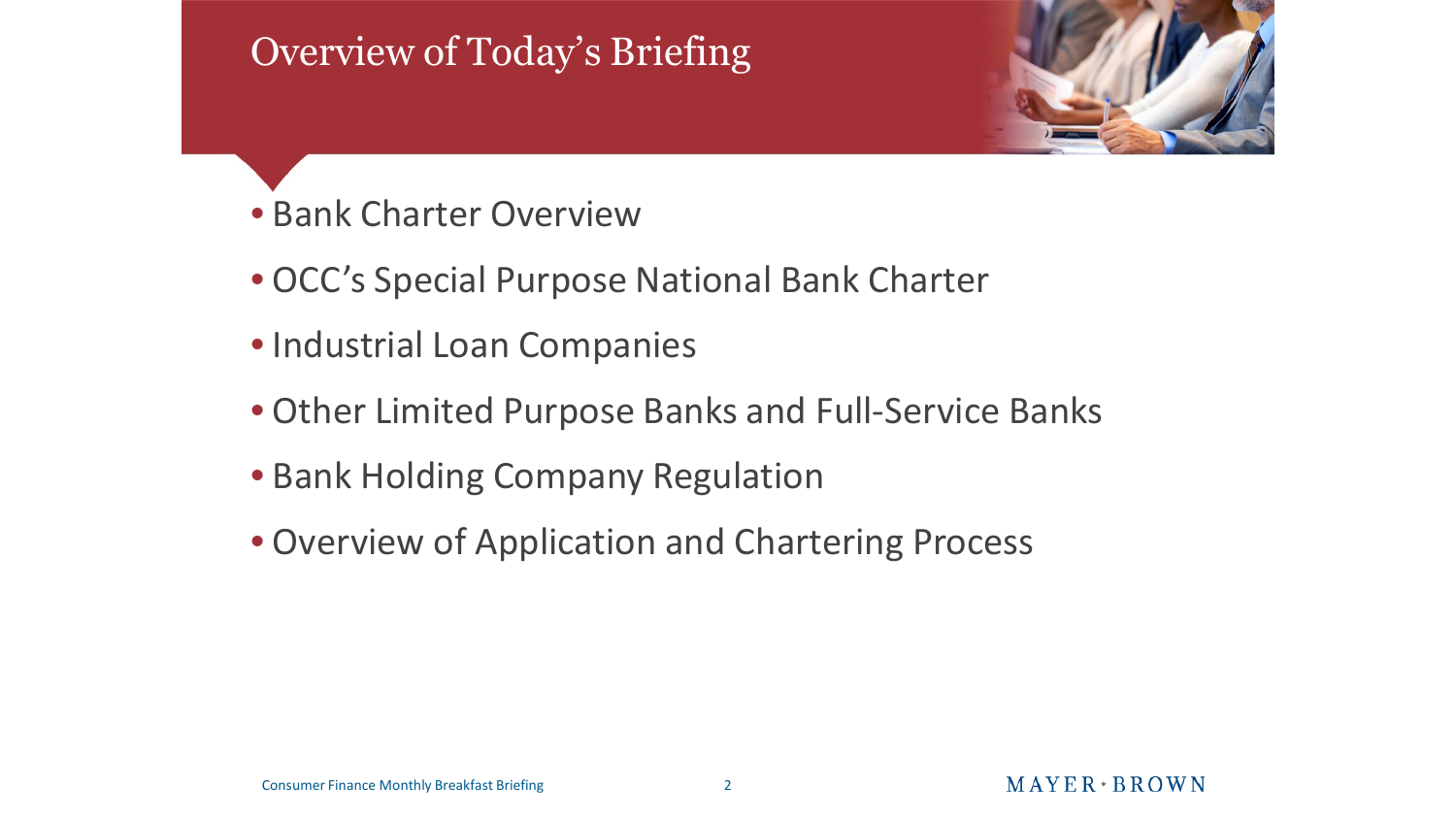# Overview of Today's Briefing

- Bank Charter Overview
- OCC's Special Purpose National Bank Charter
- Industrial Loan Companies
- Other Limited Purpose Banks and Full-Service Banks
- Bank Holding Company Regulation
- Overview of Application and Chartering Process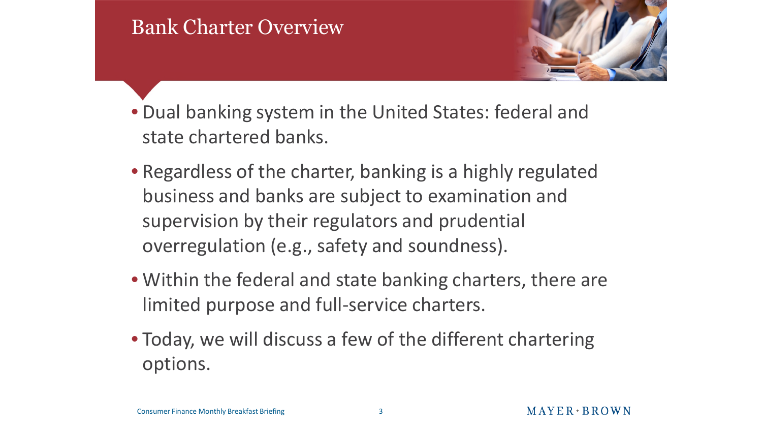# Bank Charter Overview

- Dual banking system in the United States: federal and state chartered banks.
- Regardless of the charter, banking is a highly regulated business and banks are subject to examination and supervision by their regulators and prudential overregulation (e.g., safety and soundness).
- Within the federal and state banking charters, there are limited purpose and full-service charters.
- Today, we will discuss a few of the different chartering options.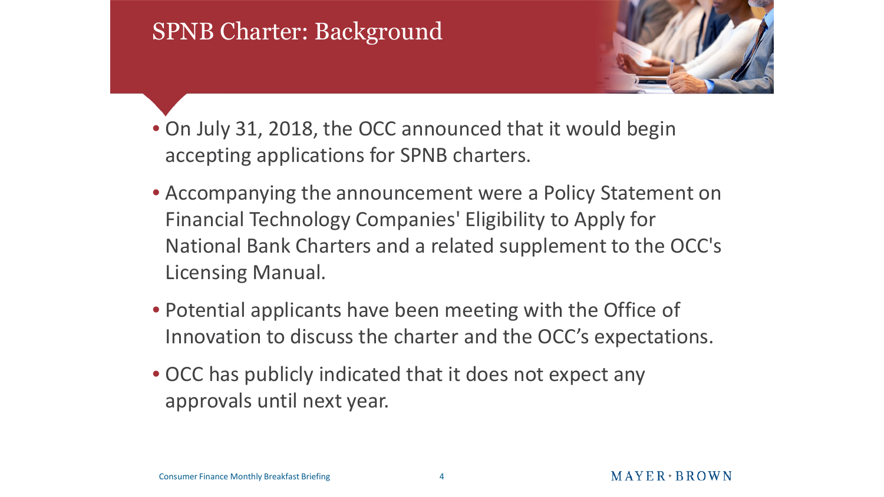# SPNB Charter: Background

- On July 31, 2018, the OCC announced that it would begin accepting applications for SPNB charters.
- Accompanying the announcement were a Policy Statement on Financial Technology Companies' Eligibility to Apply for National Bank Charters and a related supplement to the OCC's Licensing Manual.
- Potential applicants have been meeting with the Office of Innovation to discuss the charter and the OCC's expectations.
- OCC has publicly indicated that it does not expect any approvals until next year.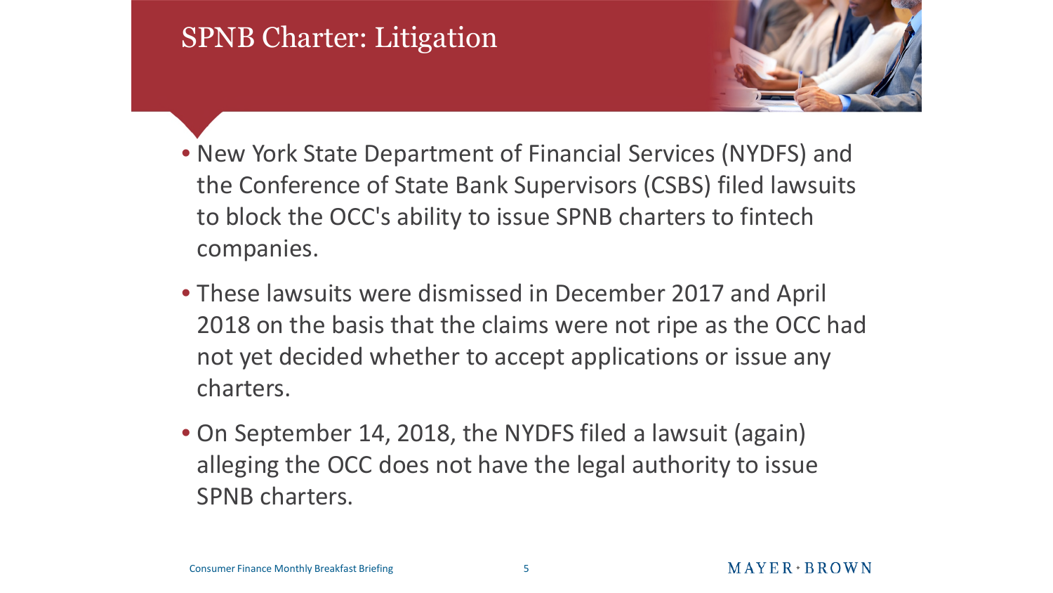# SPNB Charter: Litigation

- New York State Department of Financial Services (NYDFS) and the Conference of State Bank Supervisors (CSBS) filed lawsuits to block the OCC's ability to issue SPNB charters to fintech companies.
- These lawsuits were dismissed in December 2017 and April 2018 on the basis that the claims were not ripe as the OCC had not yet decided whether to accept applications or issue any charters.
- On September 14, 2018, the NYDFS filed a lawsuit (again) alleging the OCC does not have the legal authority to issue SPNB charters.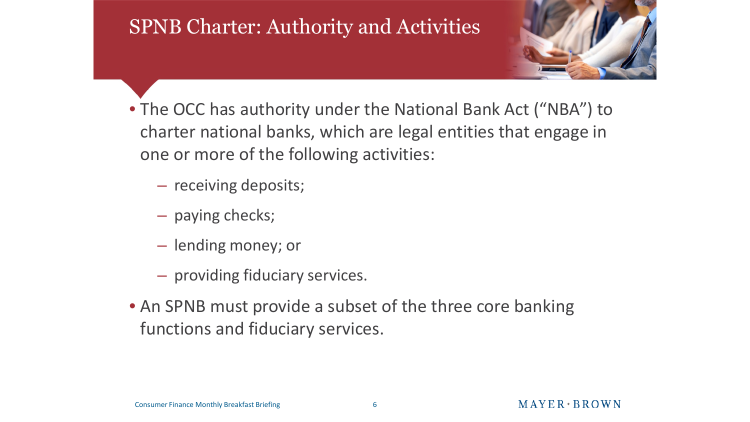# SPNB Charter: Authority and Activities

- The OCC has authority under the National Bank Act ("NBA") to charter national banks, which are legal entities that engage in one or more of the following activities:
  - receiving deposits;
  - paying checks;
  - lending money; or
  - providing fiduciary services.
- An SPNB must provide a subset of the three core banking functions and fiduciary services.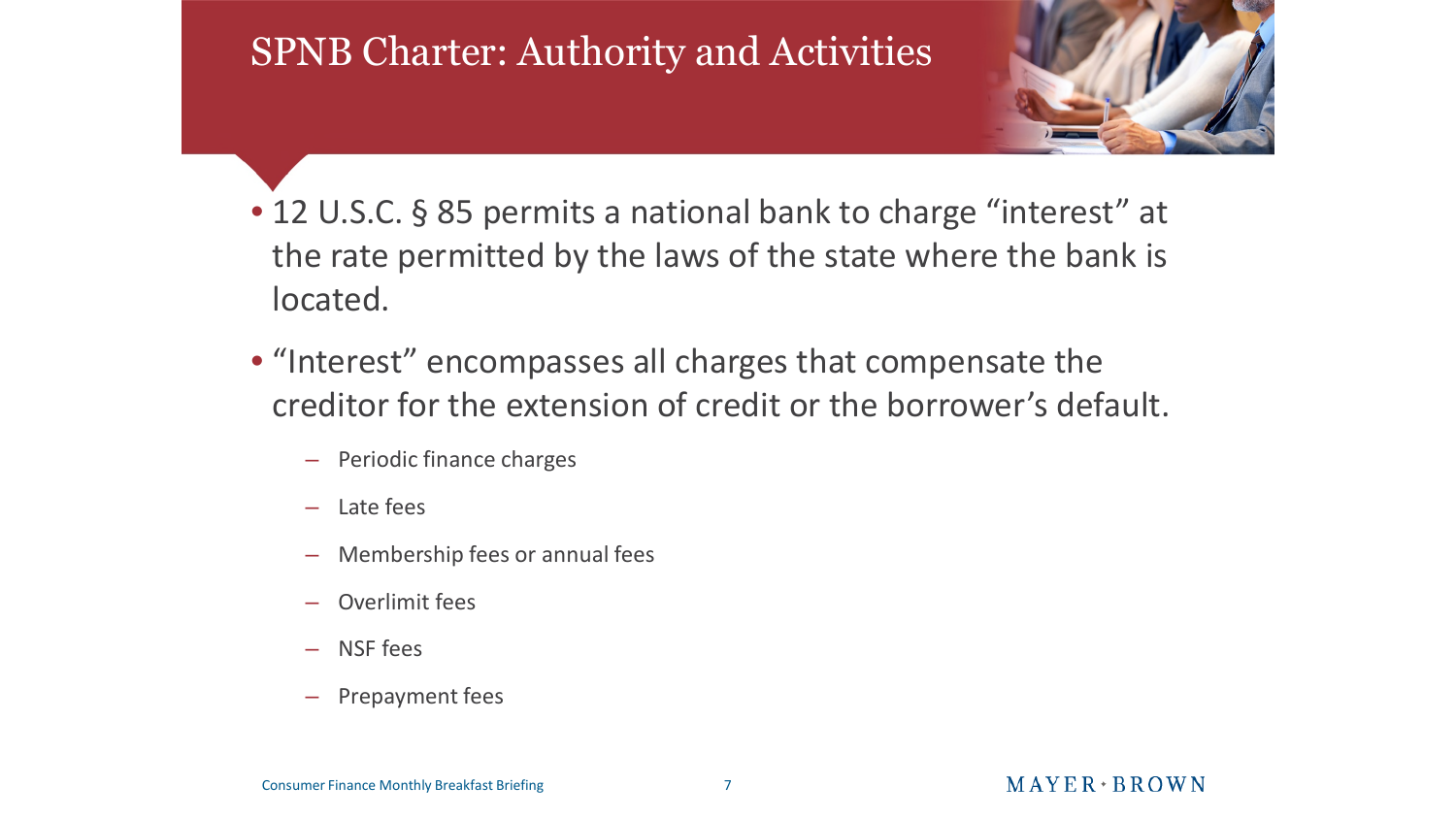# SPNB Charter: Authority and Activities

- 12 U.S.C. § 85 permits a national bank to charge "interest" at the rate permitted by the laws of the state where the bank is located.
- "Interest" encompasses all charges that compensate the creditor for the extension of credit or the borrower's default.
  - Periodic finance charges
  - Late fees
  - Membership fees or annual fees
  - Overlimit fees
  - NSF fees
  - Prepayment fees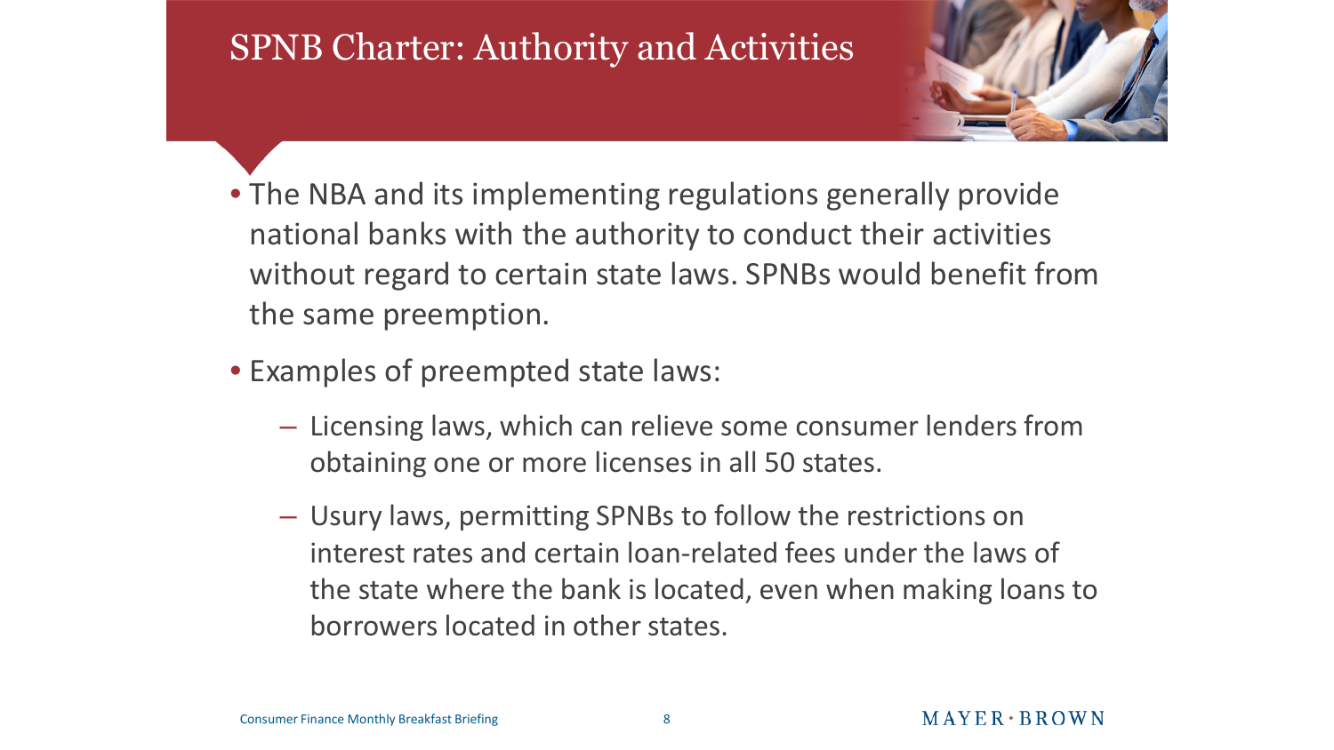# SPNB Charter: Authority and Activities

- The NBA and its implementing regulations generally provide national banks with the authority to conduct their activities without regard to certain state laws. SPNBs would benefit from the same preemption.
- Examples of preempted state laws:
  - Licensing laws, which can relieve some consumer lenders from obtaining one or more licenses in all 50 states.
  - Usury laws, permitting SPNBs to follow the restrictions on interest rates and certain loan-related fees under the laws of the state where the bank is located, even when making loans to borrowers located in other states.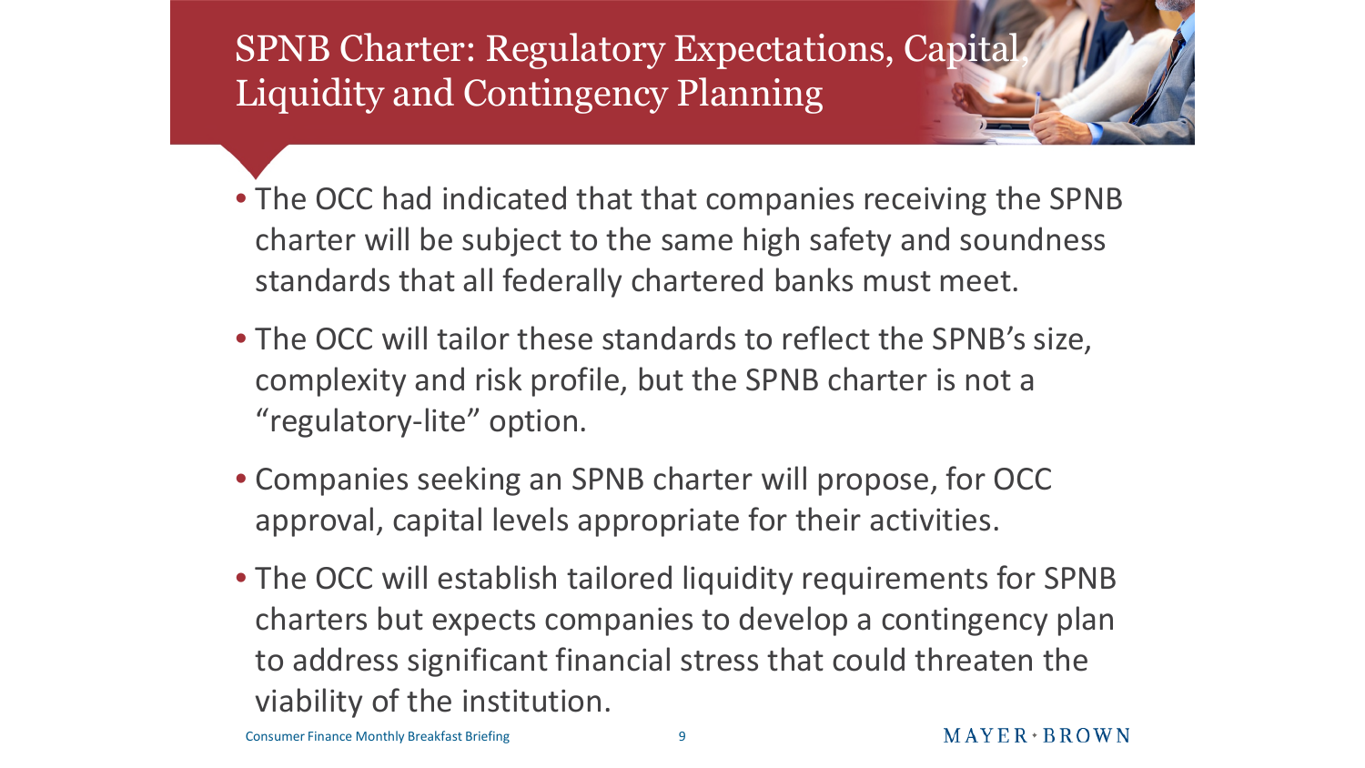# SPNB Charter: Regulatory Expectations, Capital, Liquidity and Contingency Planning

- The OCC had indicated that that companies receiving the SPNB charter will be subject to the same high safety and soundness standards that all federally chartered banks must meet.
- The OCC will tailor these standards to reflect the SPNB's size, complexity and risk profile, but the SPNB charter is not a "regulatory-lite" option.
- Companies seeking an SPNB charter will propose, for OCC approval, capital levels appropriate for their activities.
- The OCC will establish tailored liquidity requirements for SPNB charters but expects companies to develop a contingency plan to address significant financial stress that could threaten the viability of the institution.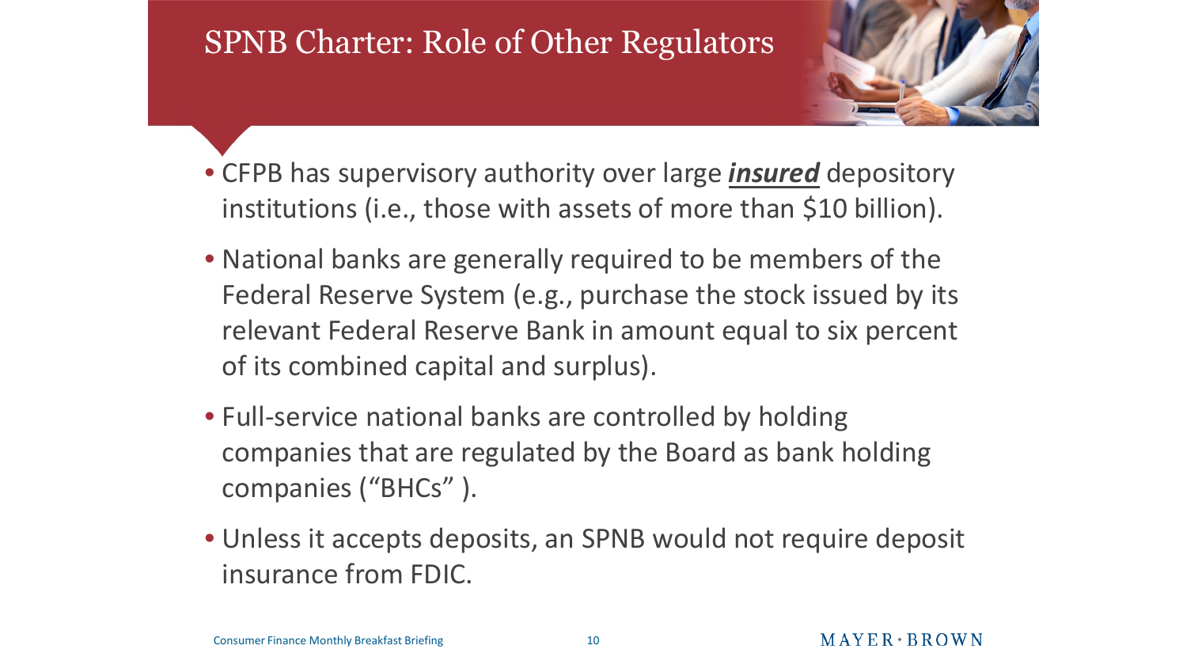# SPNB Charter: Role of Other Regulators

- CFPB has supervisory authority over large ***insured*** depository institutions (i.e., those with assets of more than $10 billion).
- National banks are generally required to be members of the Federal Reserve System (e.g., purchase the stock issued by its relevant Federal Reserve Bank in amount equal to six percent of its combined capital and surplus).
- Full-service national banks are controlled by holding companies that are regulated by the Board as bank holding companies ("BHCs" ).
- Unless it accepts deposits, an SPNB would not require deposit insurance from FDIC.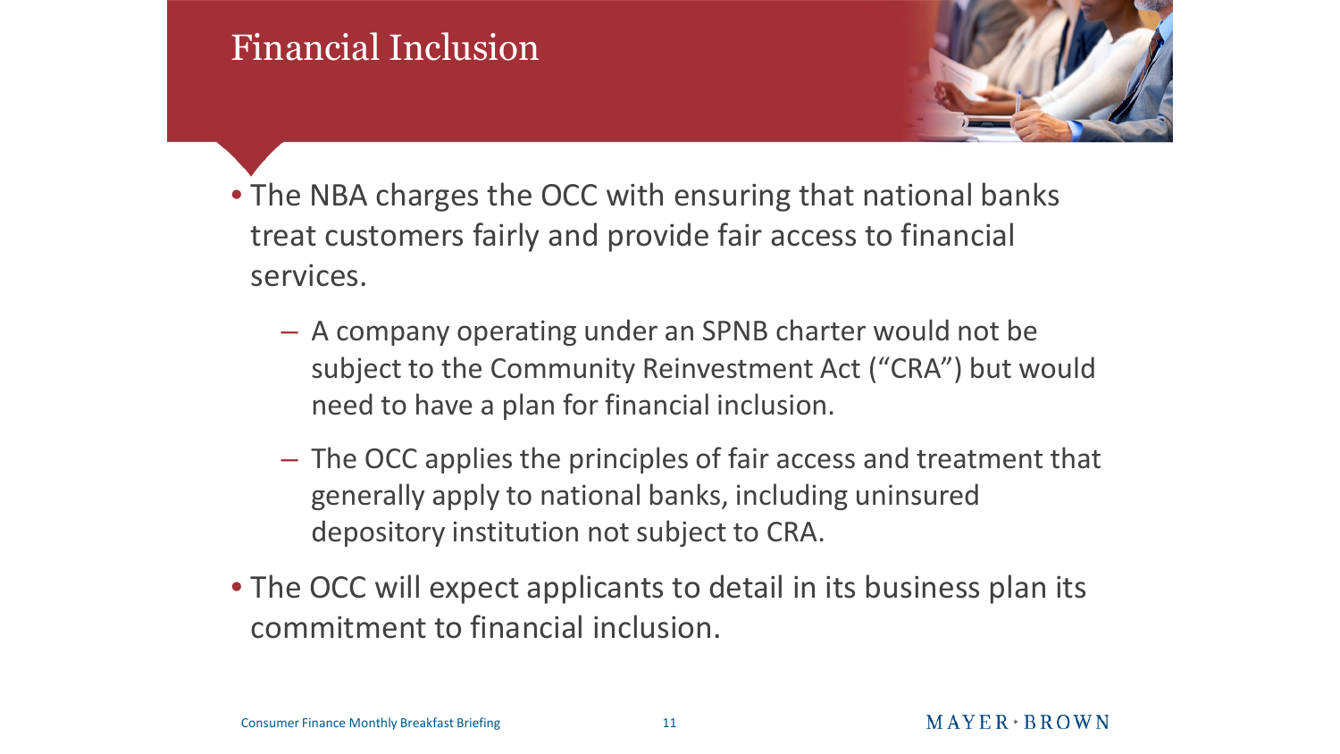# Financial Inclusion

- The NBA charges the OCC with ensuring that national banks treat customers fairly and provide fair access to financial services.
  - A company operating under an SPNB charter would not be subject to the Community Reinvestment Act ("CRA") but would need to have a plan for financial inclusion.
  - The OCC applies the principles of fair access and treatment that generally apply to national banks, including uninsured depository institution not subject to CRA.
- The OCC will expect applicants to detail in its business plan its commitment to financial inclusion.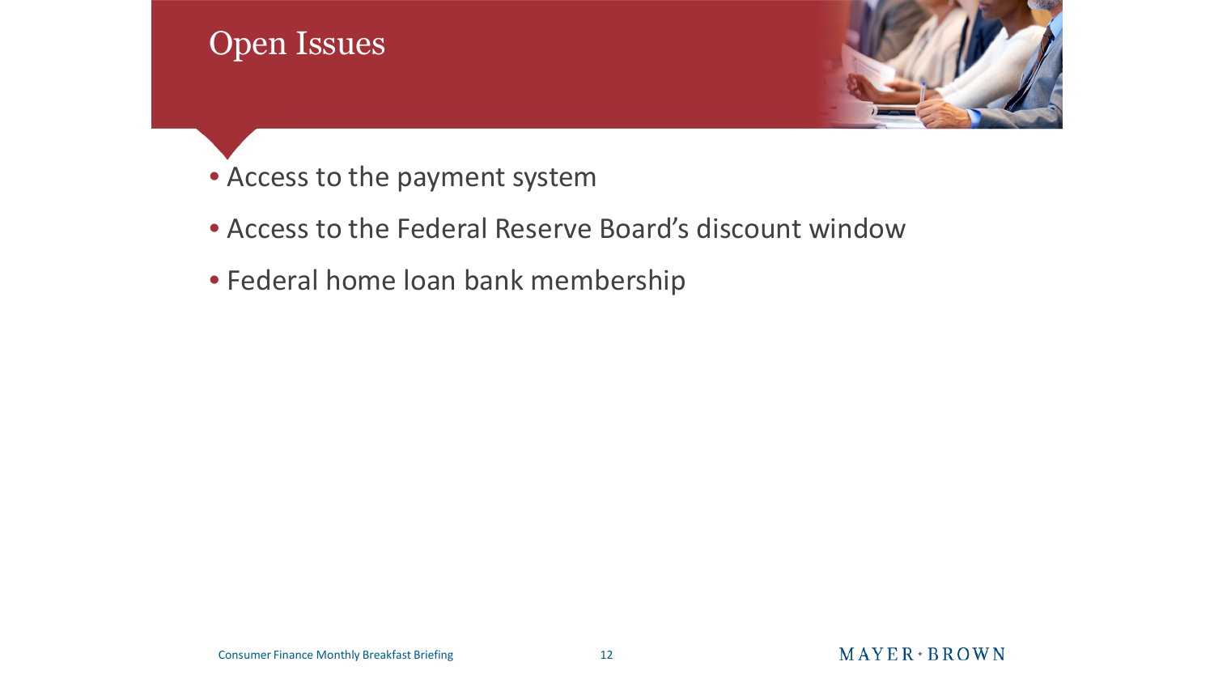# Open Issues

- Access to the payment system
- Access to the Federal Reserve Board's discount window
- Federal home loan bank membership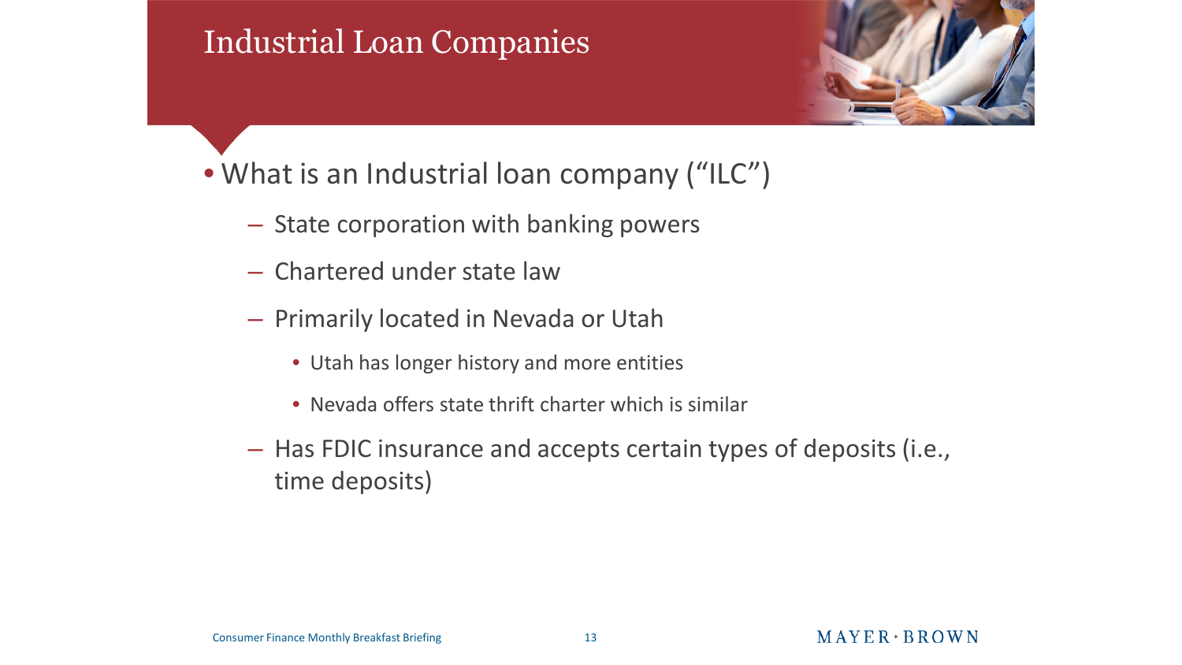# Industrial Loan Companies

- What is an Industrial loan company (“ILC”)
  - State corporation with banking powers
  - Chartered under state law
  - Primarily located in Nevada or Utah
    - Utah has longer history and more entities
    - Nevada offers state thrift charter which is similar
  - Has FDIC insurance and accepts certain types of deposits (i.e., time deposits)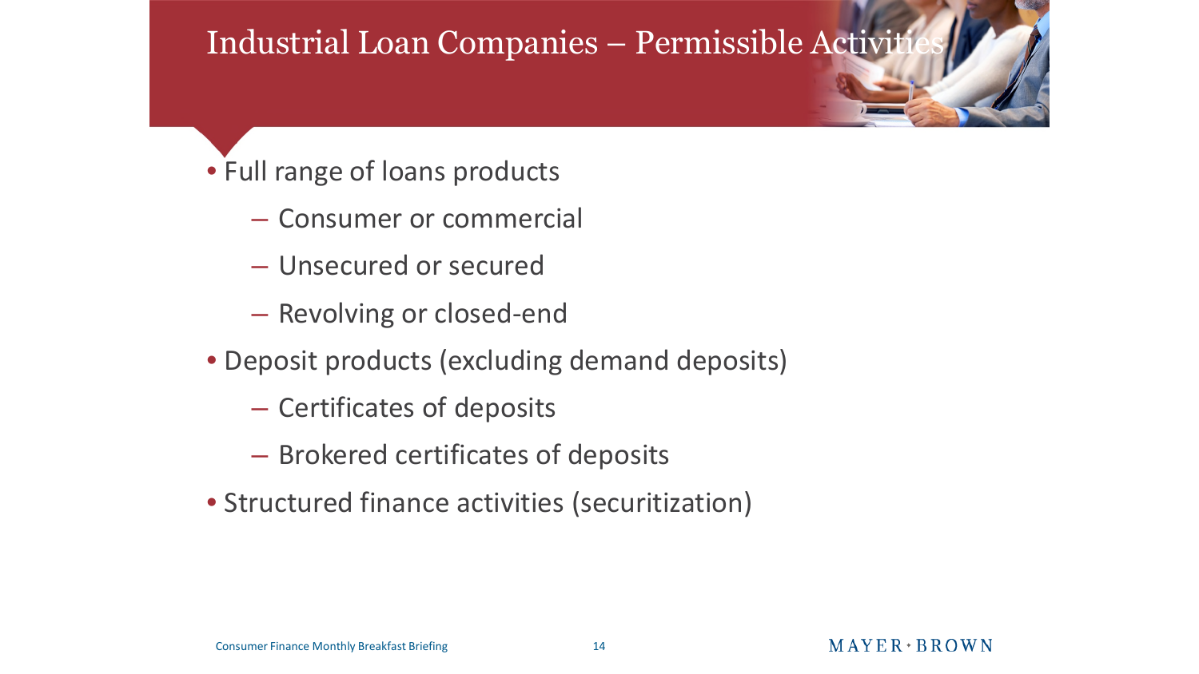# Industrial Loan Companies – Permissible Activities

- Full range of loans products
  - Consumer or commercial
  - Unsecured or secured
  - Revolving or closed-end
- Deposit products (excluding demand deposits)
  - Certificates of deposits
  - Brokered certificates of deposits
- Structured finance activities (securitization)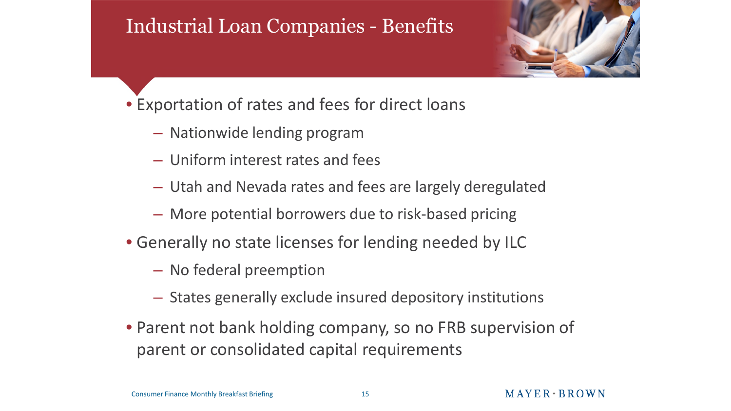# Industrial Loan Companies - Benefits

- Exportation of rates and fees for direct loans
  - Nationwide lending program
  - Uniform interest rates and fees
  - Utah and Nevada rates and fees are largely deregulated
  - More potential borrowers due to risk-based pricing
- Generally no state licenses for lending needed by ILC
  - No federal preemption
  - States generally exclude insured depository institutions
- Parent not bank holding company, so no FRB supervision of parent or consolidated capital requirements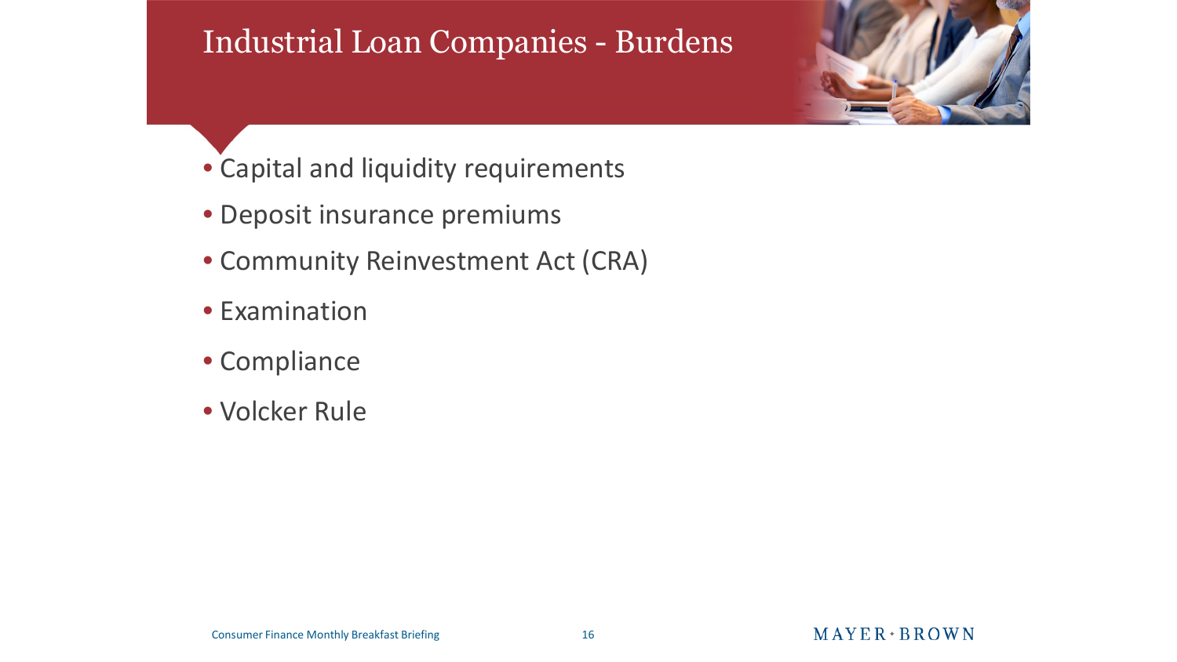# Industrial Loan Companies - Burdens

- Capital and liquidity requirements
- Deposit insurance premiums
- Community Reinvestment Act (CRA)
- Examination
- Compliance
- Volcker Rule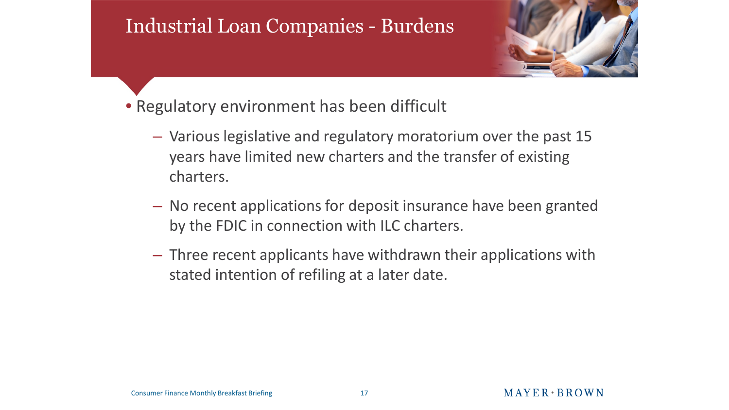# Industrial Loan Companies - Burdens

- Regulatory environment has been difficult
  - Various legislative and regulatory moratorium over the past 15 years have limited new charters and the transfer of existing charters.
  - No recent applications for deposit insurance have been granted by the FDIC in connection with ILC charters.
  - Three recent applicants have withdrawn their applications with stated intention of refiling at a later date.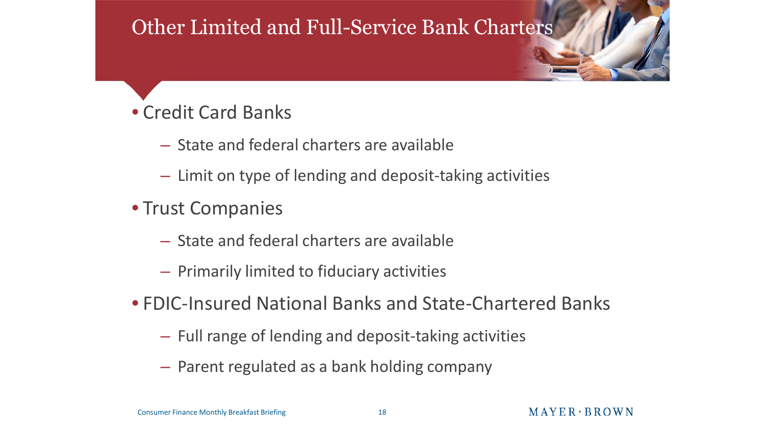# Other Limited and Full-Service Bank Charters

- Credit Card Banks
  - State and federal charters are available
  - Limit on type of lending and deposit-taking activities
- Trust Companies
  - State and federal charters are available
  - Primarily limited to fiduciary activities
- FDIC-Insured National Banks and State-Chartered Banks
  - Full range of lending and deposit-taking activities
  - Parent regulated as a bank holding company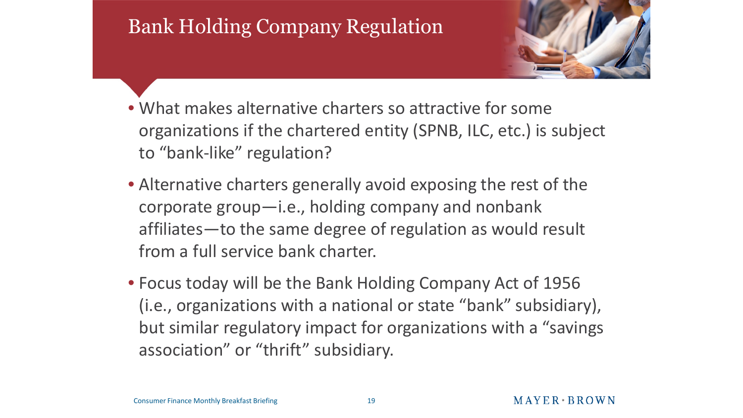# Bank Holding Company Regulation

- What makes alternative charters so attractive for some organizations if the chartered entity (SPNB, ILC, etc.) is subject to “bank-like” regulation?
- Alternative charters generally avoid exposing the rest of the corporate group—i.e., holding company and nonbank affiliates—to the same degree of regulation as would result from a full service bank charter.
- Focus today will be the Bank Holding Company Act of 1956 (i.e., organizations with a national or state “bank” subsidiary), but similar regulatory impact for organizations with a “savings association” or “thrift” subsidiary.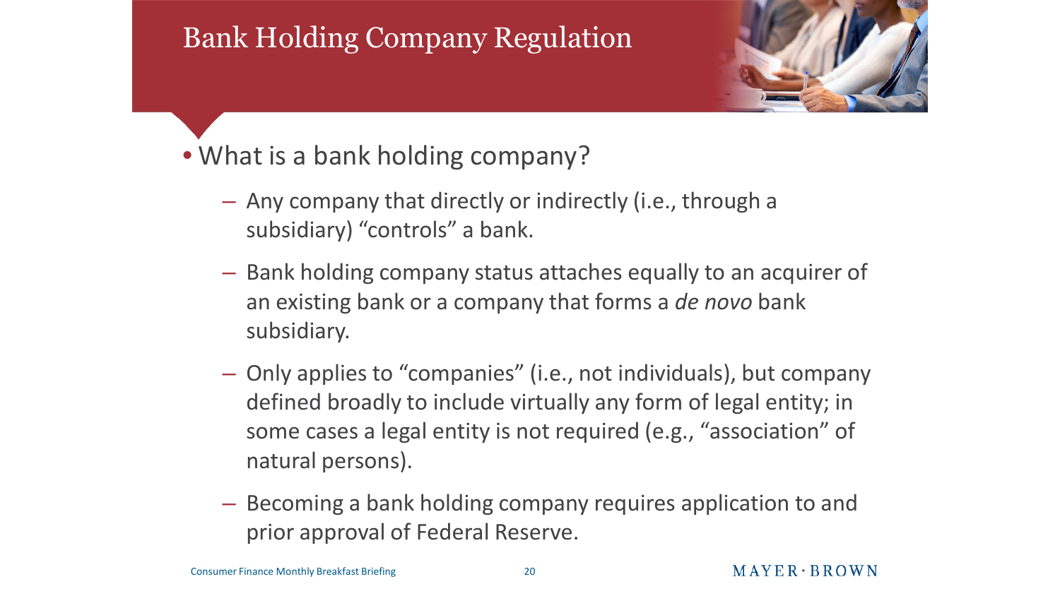# Bank Holding Company Regulation

- What is a bank holding company?
  - Any company that directly or indirectly (i.e., through a subsidiary) “controls” a bank.
  - Bank holding company status attaches equally to an acquirer of an existing bank or a company that forms a *de novo* bank subsidiary.
  - Only applies to “companies” (i.e., not individuals), but company defined broadly to include virtually any form of legal entity; in some cases a legal entity is not required (e.g., “association” of natural persons).
  - Becoming a bank holding company requires application to and prior approval of Federal Reserve.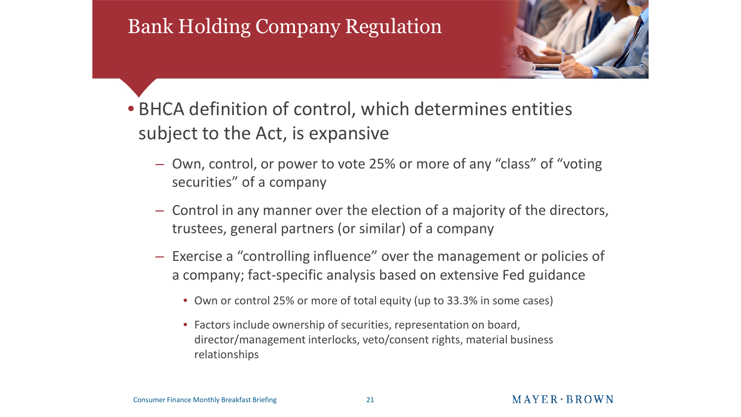# Bank Holding Company Regulation

- BHCA definition of control, which determines entities subject to the Act, is expansive
  - Own, control, or power to vote 25% or more of any "class" of "voting securities" of a company
  - Control in any manner over the election of a majority of the directors, trustees, general partners (or similar) of a company
  - Exercise a "controlling influence" over the management or policies of a company; fact-specific analysis based on extensive Fed guidance
    - Own or control 25% or more of total equity (up to 33.3% in some cases)
    - Factors include ownership of securities, representation on board, director/management interlocks, veto/consent rights, material business relationships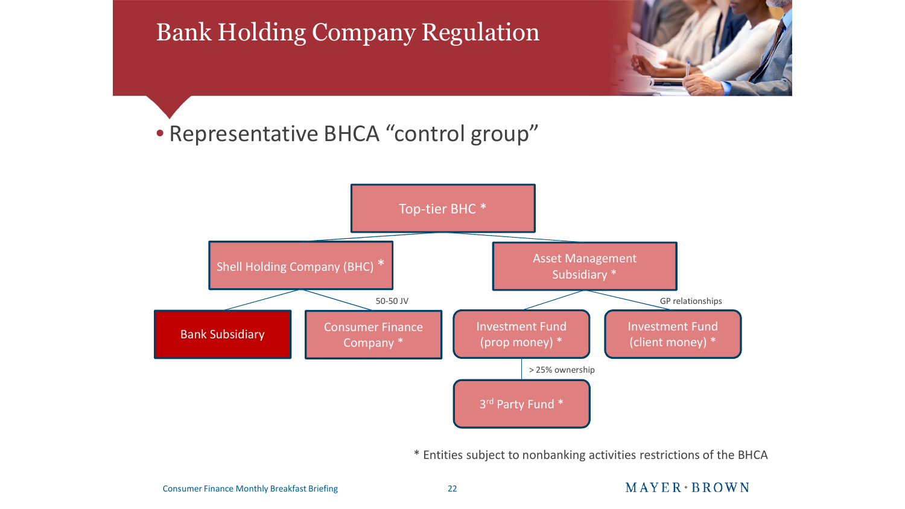# Bank Holding Company Regulation

- Representative BHCA "control group"

Top-tier BHC *

Shell Holding Company (BHC) *

Asset Management Subsidiary *

Bank Subsidiary

50-50 JV

Consumer Finance Company *

Investment Fund (prop money) *

GP relationships

Investment Fund (client money) *

> 25% ownership

3rd Party Fund *

* Entities subject to nonbanking activities restrictions of the BHCA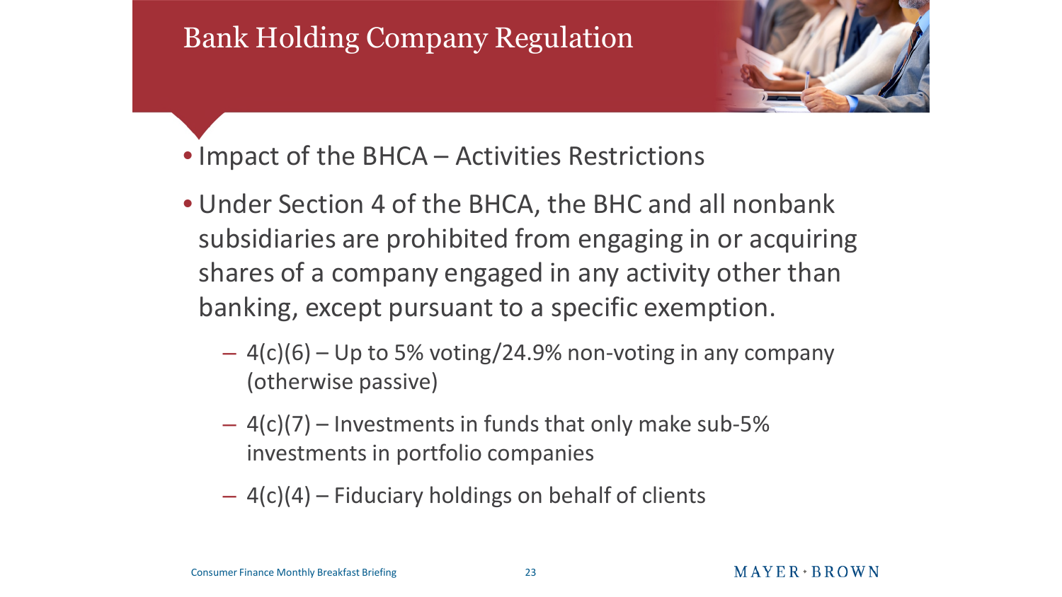# Bank Holding Company Regulation

- Impact of the BHCA – Activities Restrictions
- Under Section 4 of the BHCA, the BHC and all nonbank subsidiaries are prohibited from engaging in or acquiring shares of a company engaged in any activity other than banking, except pursuant to a specific exemption.
  - 4(c)(6) – Up to 5% voting/24.9% non-voting in any company (otherwise passive)
  - 4(c)(7) – Investments in funds that only make sub-5% investments in portfolio companies
  - 4(c)(4) – Fiduciary holdings on behalf of clients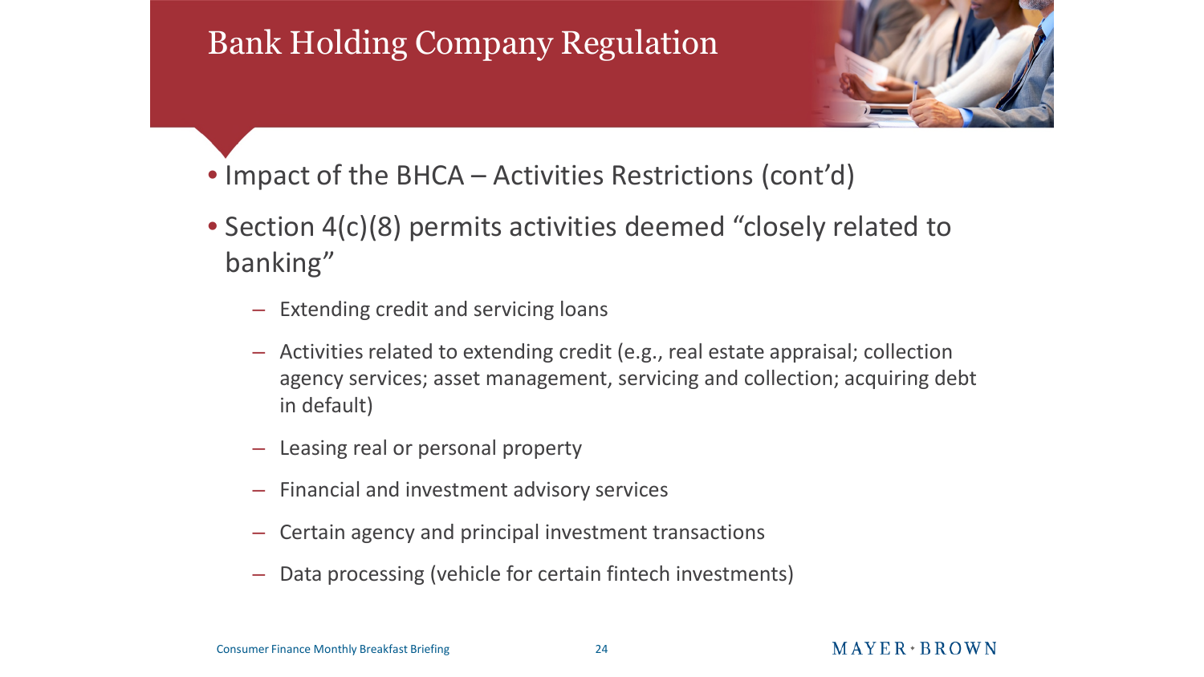# Bank Holding Company Regulation

- Impact of the BHCA – Activities Restrictions (cont'd)
- Section 4(c)(8) permits activities deemed "closely related to banking"
  - Extending credit and servicing loans
  - Activities related to extending credit (e.g., real estate appraisal; collection agency services; asset management, servicing and collection; acquiring debt in default)
  - Leasing real or personal property
  - Financial and investment advisory services
  - Certain agency and principal investment transactions
  - Data processing (vehicle for certain fintech investments)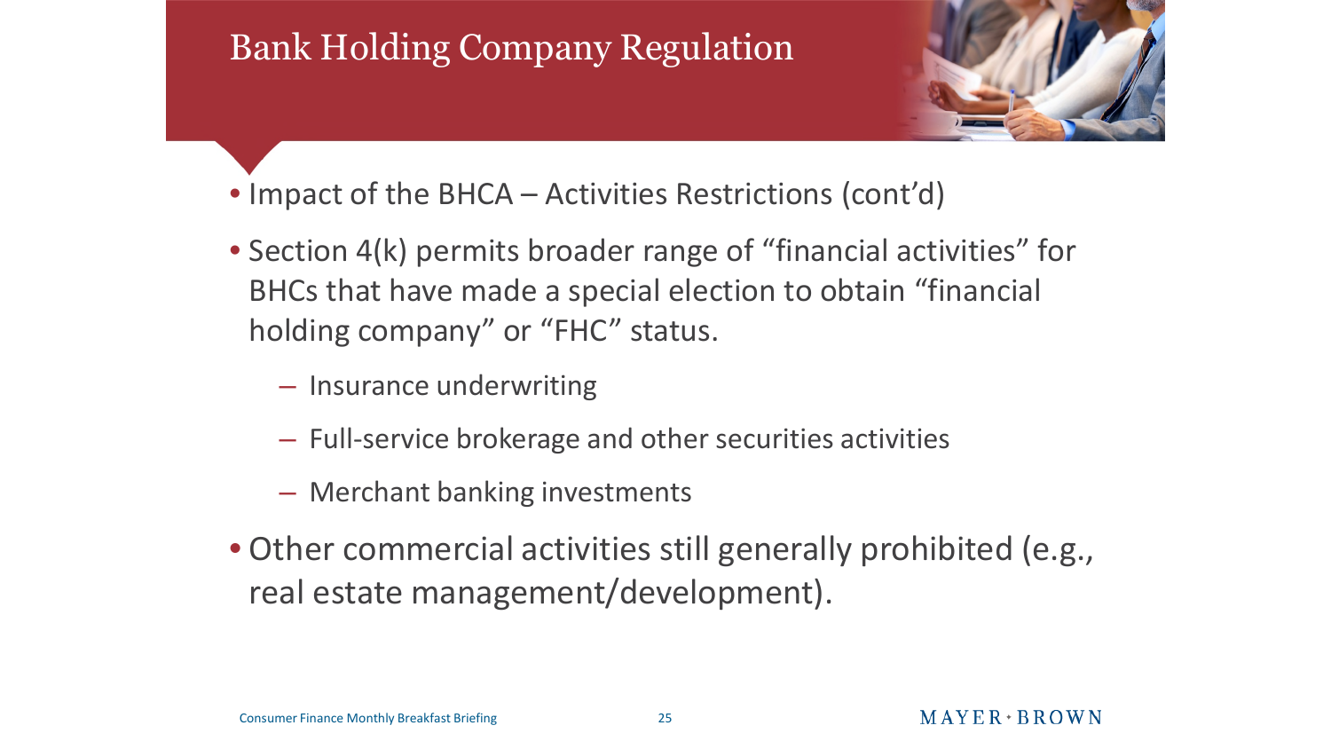# Bank Holding Company Regulation

- Impact of the BHCA – Activities Restrictions (cont'd)
- Section 4(k) permits broader range of "financial activities" for BHCs that have made a special election to obtain "financial holding company" or "FHC" status.
  - Insurance underwriting
  - Full-service brokerage and other securities activities
  - Merchant banking investments
- Other commercial activities still generally prohibited (e.g., real estate management/development).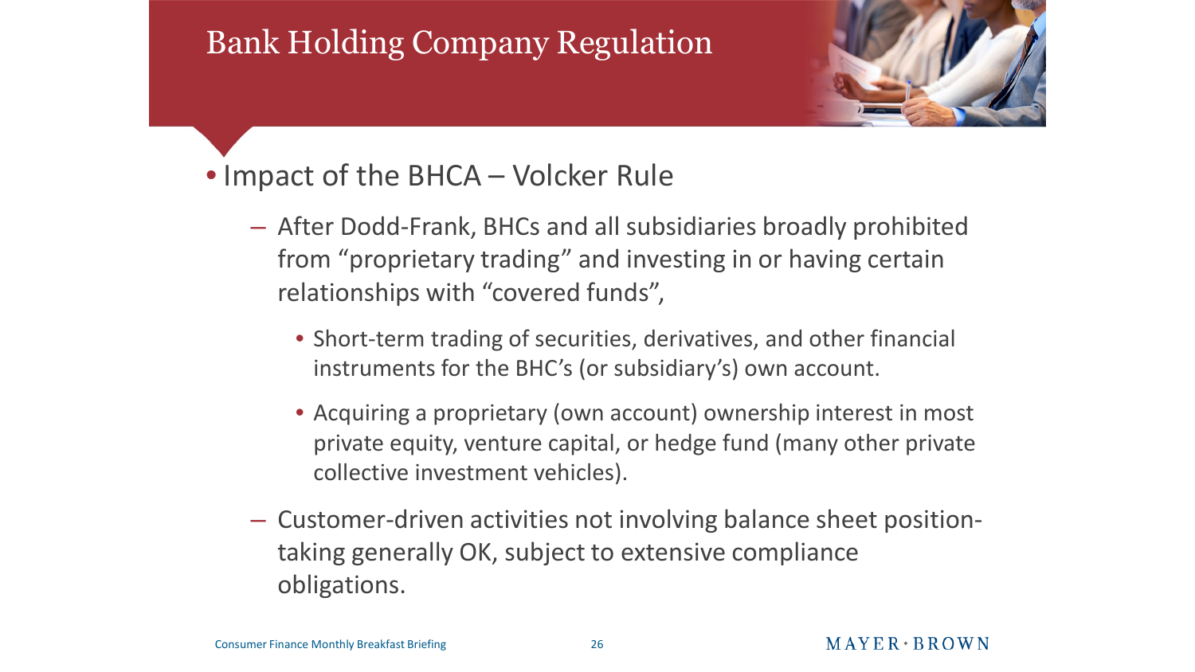# Bank Holding Company Regulation

- Impact of the BHCA – Volcker Rule
  - After Dodd-Frank, BHCs and all subsidiaries broadly prohibited from "proprietary trading" and investing in or having certain relationships with "covered funds",
    - Short-term trading of securities, derivatives, and other financial instruments for the BHC's (or subsidiary's) own account.
    - Acquiring a proprietary (own account) ownership interest in most private equity, venture capital, or hedge fund (many other private collective investment vehicles).
  - Customer-driven activities not involving balance sheet position-taking generally OK, subject to extensive compliance obligations.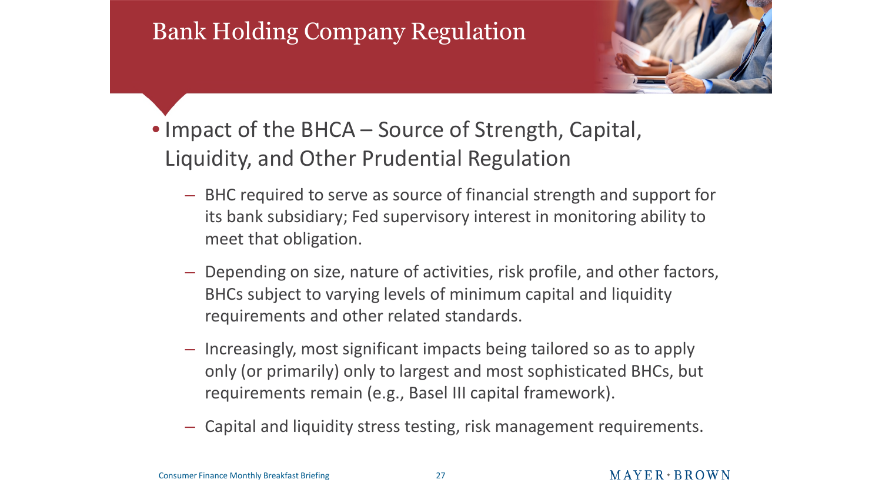# Bank Holding Company Regulation

- Impact of the BHCA – Source of Strength, Capital, Liquidity, and Other Prudential Regulation
  - BHC required to serve as source of financial strength and support for its bank subsidiary; Fed supervisory interest in monitoring ability to meet that obligation.
  - Depending on size, nature of activities, risk profile, and other factors, BHCs subject to varying levels of minimum capital and liquidity requirements and other related standards.
  - Increasingly, most significant impacts being tailored so as to apply only (or primarily) only to largest and most sophisticated BHCs, but requirements remain (e.g., Basel III capital framework).
  - Capital and liquidity stress testing, risk management requirements.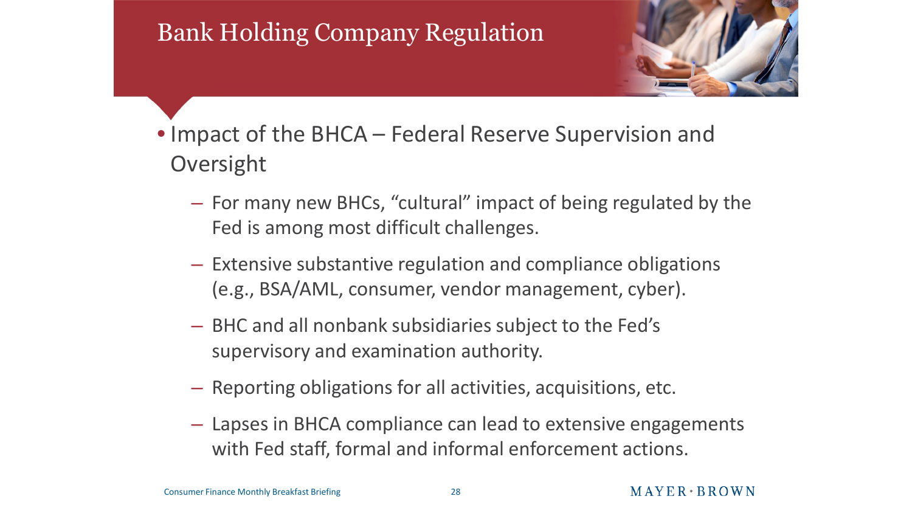# Bank Holding Company Regulation

- Impact of the BHCA – Federal Reserve Supervision and Oversight
  - For many new BHCs, "cultural" impact of being regulated by the Fed is among most difficult challenges.
  - Extensive substantive regulation and compliance obligations (e.g., BSA/AML, consumer, vendor management, cyber).
  - BHC and all nonbank subsidiaries subject to the Fed's supervisory and examination authority.
  - Reporting obligations for all activities, acquisitions, etc.
  - Lapses in BHCA compliance can lead to extensive engagements with Fed staff, formal and informal enforcement actions.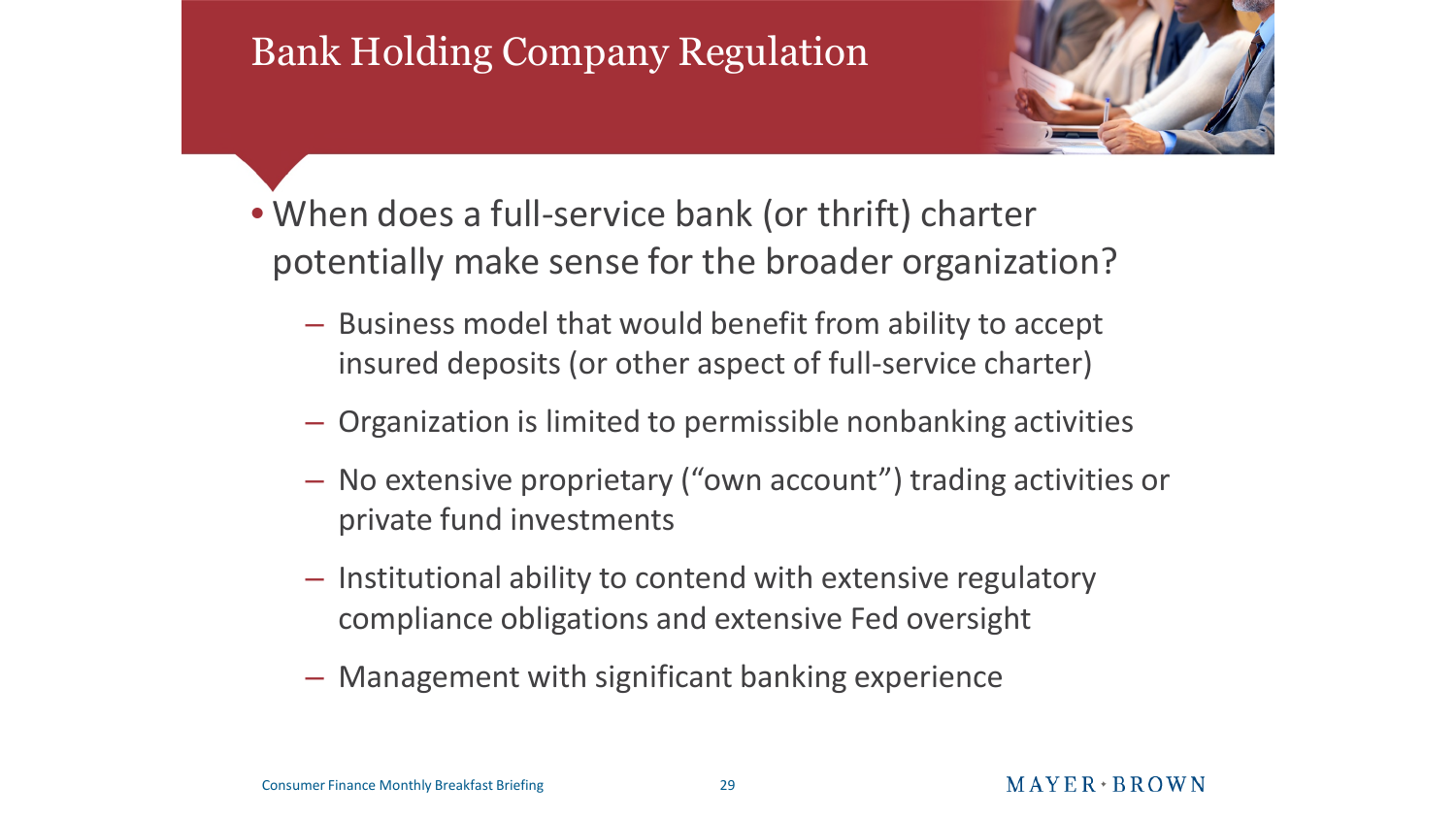# Bank Holding Company Regulation

- When does a full-service bank (or thrift) charter potentially make sense for the broader organization?
  - Business model that would benefit from ability to accept insured deposits (or other aspect of full-service charter)
  - Organization is limited to permissible nonbanking activities
  - No extensive proprietary ("own account") trading activities or private fund investments
  - Institutional ability to contend with extensive regulatory compliance obligations and extensive Fed oversight
  - Management with significant banking experience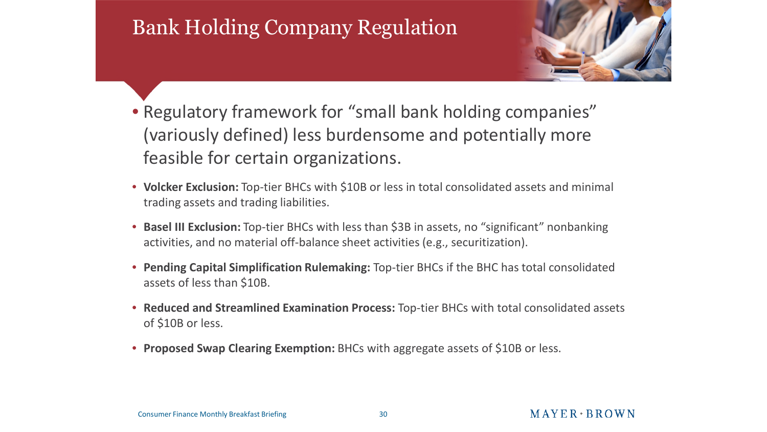# Bank Holding Company Regulation

- Regulatory framework for "small bank holding companies" (variously defined) less burdensome and potentially more feasible for certain organizations.

- **Volcker Exclusion:** Top-tier BHCs with $10B or less in total consolidated assets and minimal trading assets and trading liabilities.
- **Basel III Exclusion:** Top-tier BHCs with less than $3B in assets, no "significant" nonbanking activities, and no material off-balance sheet activities (e.g., securitization).
- **Pending Capital Simplification Rulemaking:** Top-tier BHCs if the BHC has total consolidated assets of less than $10B.
- **Reduced and Streamlined Examination Process:** Top-tier BHCs with total consolidated assets of $10B or less.
- **Proposed Swap Clearing Exemption:** BHCs with aggregate assets of $10B or less.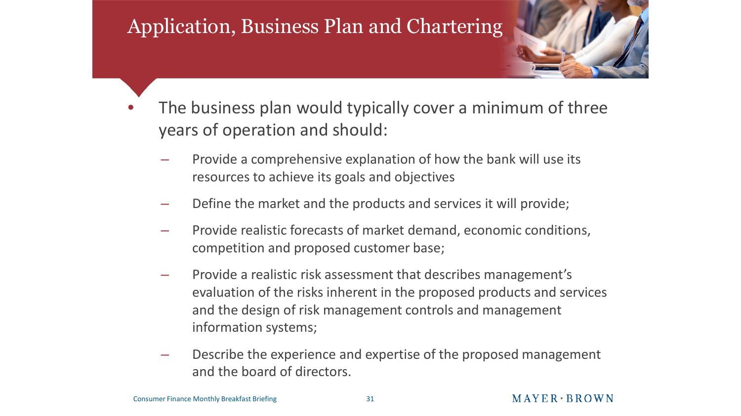# Application, Business Plan and Chartering

- The business plan would typically cover a minimum of three years of operation and should:
  - Provide a comprehensive explanation of how the bank will use its resources to achieve its goals and objectives
  - Define the market and the products and services it will provide;
  - Provide realistic forecasts of market demand, economic conditions, competition and proposed customer base;
  - Provide a realistic risk assessment that describes management's evaluation of the risks inherent in the proposed products and services and the design of risk management controls and management information systems;
  - Describe the experience and expertise of the proposed management and the board of directors.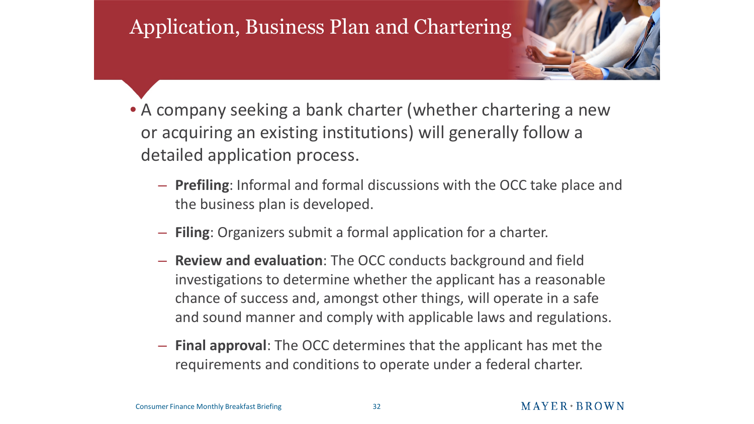# Application, Business Plan and Chartering

- A company seeking a bank charter (whether chartering a new or acquiring an existing institutions) will generally follow a detailed application process.
  - **Prefiling**: Informal and formal discussions with the OCC take place and the business plan is developed.
  - **Filing**: Organizers submit a formal application for a charter.
  - **Review and evaluation**: The OCC conducts background and field investigations to determine whether the applicant has a reasonable chance of success and, amongst other things, will operate in a safe and sound manner and comply with applicable laws and regulations.
  - **Final approval**: The OCC determines that the applicant has met the requirements and conditions to operate under a federal charter.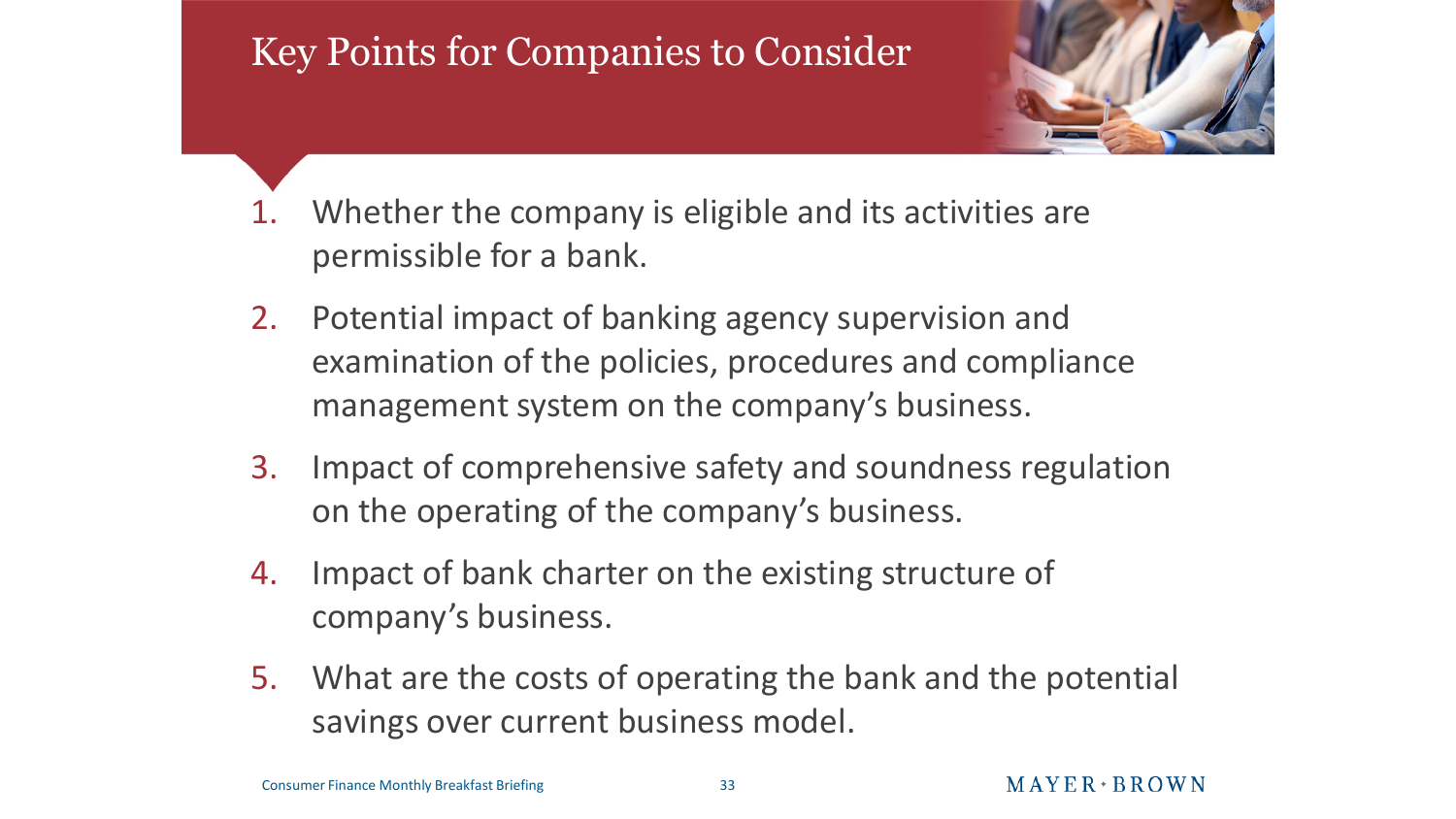# Key Points for Companies to Consider

1. Whether the company is eligible and its activities are permissible for a bank.
2. Potential impact of banking agency supervision and examination of the policies, procedures and compliance management system on the company's business.
3. Impact of comprehensive safety and soundness regulation on the operating of the company's business.
4. Impact of bank charter on the existing structure of company's business.
5. What are the costs of operating the bank and the potential savings over current business model.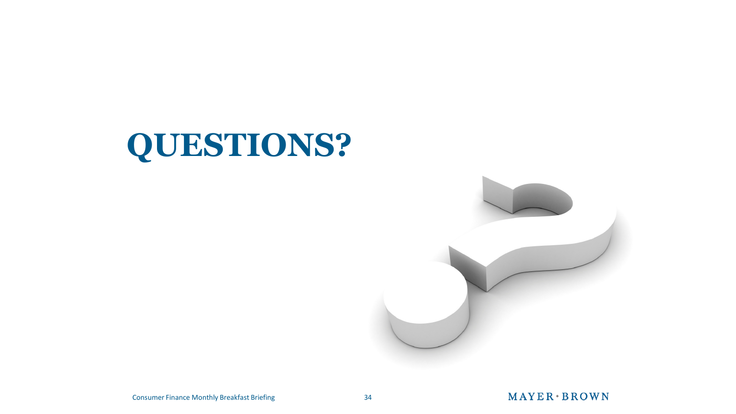# QUESTIONS?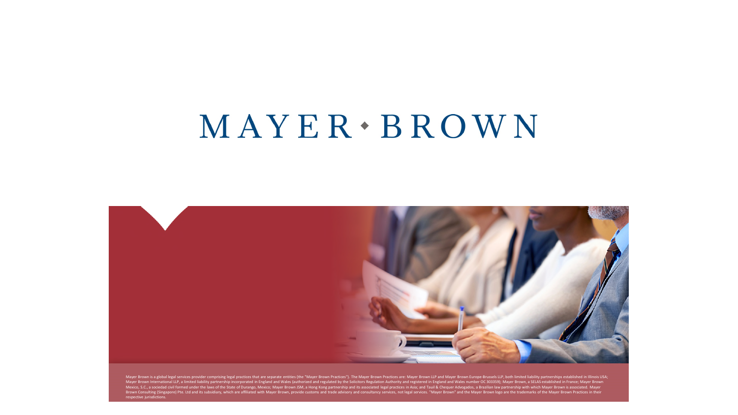MAYER ◆ BROWN

Mayer Brown is a global legal services provider comprising legal practices that are separate entities (the "Mayer Brown Practices"). The Mayer Brown Practices are: Mayer Brown LLP and Mayer Brown Europe-Brussels LLP, both limited liability partnerships established in Illinois USA; Mayer Brown International LLP, a limited liability partnership incorporated in England and Wales (authorized and regulated by the Solicitors Regulation Authority and registered in England and Wales number OC 303359); Mayer Brown, a SELAS established in France; Mayer Brown Mexico, S.C., a sociedad civil formed under the laws of the State of Durango, Mexico; Mayer Brown JSM, a Hong Kong partnership and its associated legal practices in Asia; and Tauil & Chequer Advogados, a Brazilian law partnership with which Mayer Brown is associated. Mayer Brown Consulting (Singapore) Pte. Ltd and its subsidiary, which are affiliated with Mayer Brown, provide customs and trade advisory and consultancy services, not legal services. "Mayer Brown" and the Mayer Brown logo are the trademarks of the Mayer Brown Practices in their respective jurisdictions.